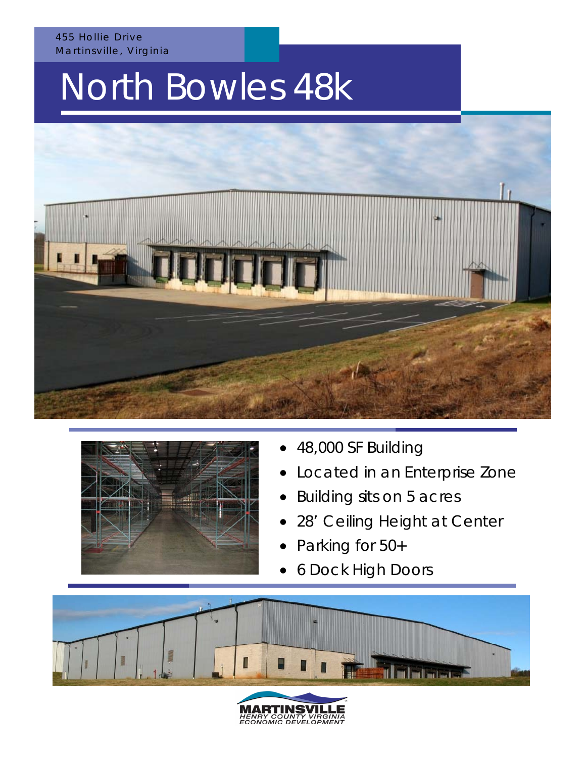455 Hollie Drive
Martinsville, Virginia

# North Bowles 48k

- 48,000 SF Building
- Located in an Enterprise Zone
- Building sits on 5 acres
- 28' Ceiling Height at Center
- Parking for 50+
- 6 Dock High Doors

MARTINSVILLE
HENRY COUNTY VIRGINIA
ECONOMIC DEVELOPMENT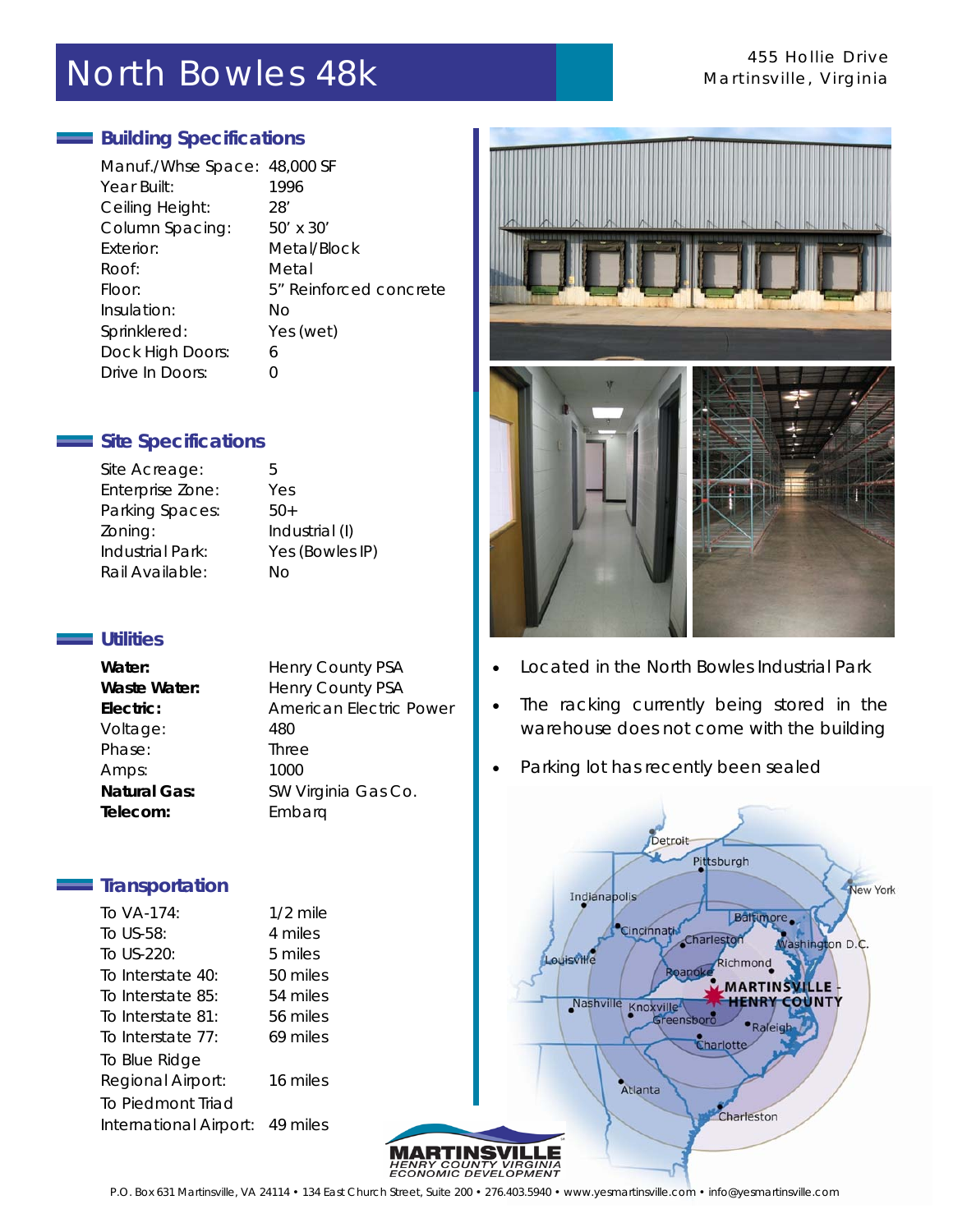# North Bowles 48k

455 Hollie Drive
Martinsville, Virginia

## Building Specifications

| | |
|---|---|
| Manuf./Whse Space: | 48,000 SF |
| Year Built: | 1996 |
| Ceiling Height: | 28' |
| Column Spacing: | 50' x 30' |
| Exterior: | Metal/Block |
| Roof: | Metal |
| Floor: | 5" Reinforced concrete |
| Insulation: | No |
| Sprinklered: | Yes (wet) |
| Dock High Doors: | 6 |
| Drive In Doors: | 0 |

## Site Specifications

| | |
|---|---|
| Site Acreage: | 5 |
| Enterprise Zone: | Yes |
| Parking Spaces: | 50+ |
| Zoning: | Industrial (I) |
| Industrial Park: | Yes (Bowles IP) |
| Rail Available: | No |

## Utilities

| | |
|---|---|
| **Water:** | Henry County PSA |
| **Waste Water:** | Henry County PSA |
| **Electric:** | American Electric Power |
| Voltage: | 480 |
| Phase: | Three |
| Amps: | 1000 |
| **Natural Gas:** | SW Virginia Gas Co. |
| **Telecom:** | Embarq |

## Transportation

| | |
|---|---|
| To VA-174: | 1/2 mile |
| To US-58: | 4 miles |
| To US-220: | 5 miles |
| To Interstate 40: | 50 miles |
| To Interstate 85: | 54 miles |
| To Interstate 81: | 56 miles |
| To Interstate 77: | 69 miles |
| To Blue Ridge Regional Airport: | 16 miles |
| To Piedmont Triad International Airport: | 49 miles |

- Located in the North Bowles Industrial Park
- The racking currently being stored in the warehouse does not come with the building
- Parking lot has recently been sealed

Detroit
Pittsburgh
New York
Indianapolis
Baltimore
Cincinnati
Charleston
Washington D.C.
Louisville
Richmond
Roanoke
MARTINSVILLE - HENRY COUNTY
Nashville
Knoxville
Greensboro
Raleigh
Charlotte
Atlanta
Charleston

MARTINSVILLE
HENRY COUNTY VIRGINIA
ECONOMIC DEVELOPMENT

P.O. Box 631 Martinsville, VA 24114 • 134 East Church Street, Suite 200 • 276.403.5940 • www.yesmartinsville.com • info@yesmartinsville.com